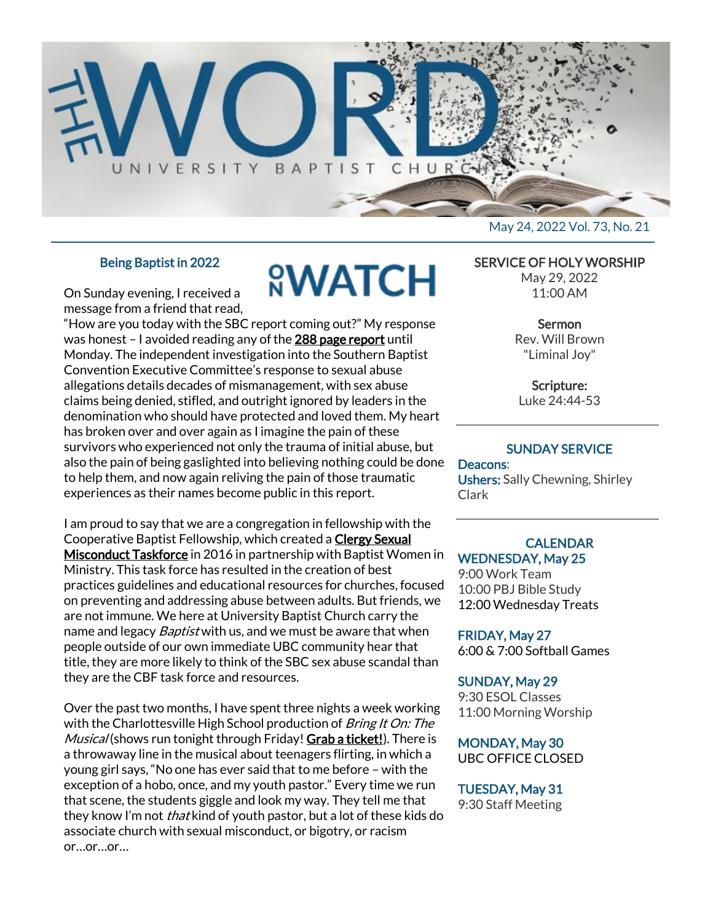# THE WORD
UNIVERSITY BAPTIST CHURCH

May 24, 2022 Vol. 73, No. 21

## ON WATCH

### Being Baptist in 2022

On Sunday evening, I received a message from a friend that read, "How are you today with the SBC report coming out?" My response was honest – I avoided reading any of the **288 page report** until Monday. The independent investigation into the Southern Baptist Convention Executive Committee's response to sexual abuse allegations details decades of mismanagement, with sex abuse claims being denied, stifled, and outright ignored by leaders in the denomination who should have protected and loved them. My heart has broken over and over again as I imagine the pain of these survivors who experienced not only the trauma of initial abuse, but also the pain of being gaslighted into believing nothing could be done to help them, and now again reliving the pain of those traumatic experiences as their names become public in this report.

I am proud to say that we are a congregation in fellowship with the Cooperative Baptist Fellowship, which created a **Clergy Sexual Misconduct Taskforce** in 2016 in partnership with Baptist Women in Ministry. This task force has resulted in the creation of best practices guidelines and educational resources for churches, focused on preventing and addressing abuse between adults. But friends, we are not immune. We here at University Baptist Church carry the name and legacy *Baptist* with us, and we must be aware that when people outside of our own immediate UBC community hear that title, they are more likely to think of the SBC sex abuse scandal than they are the CBF task force and resources.

Over the past two months, I have spent three nights a week working with the Charlottesville High School production of *Bring It On: The Musical* (shows run tonight through Friday! **Grab a ticket!**). There is a throwaway line in the musical about teenagers flirting, in which a young girl says, "No one has ever said that to me before – with the exception of a hobo, once, and my youth pastor." Every time we run that scene, the students giggle and look my way. They tell me that they know I'm not *that* kind of youth pastor, but a lot of these kids do associate church with sexual misconduct, or bigotry, or racism or…or…or…

---

**SERVICE OF HOLY WORSHIP**
May 29, 2022
11:00 AM

**Sermon**
Rev. Will Brown
"Liminal Joy"

**Scripture:**
Luke 24:44-53

---

### SUNDAY SERVICE

**Deacons**:
**Ushers:** Sally Chewning, Shirley Clark

---

### CALENDAR

**WEDNESDAY, May 25**
9:00 Work Team
10:00 PBJ Bible Study
12:00 Wednesday Treats

**FRIDAY, May 27**
6:00 & 7:00 Softball Games

**SUNDAY, May 29**
9:30 ESOL Classes
11:00 Morning Worship

**MONDAY, May 30**
UBC OFFICE CLOSED

**TUESDAY, May 31**
9:30 Staff Meeting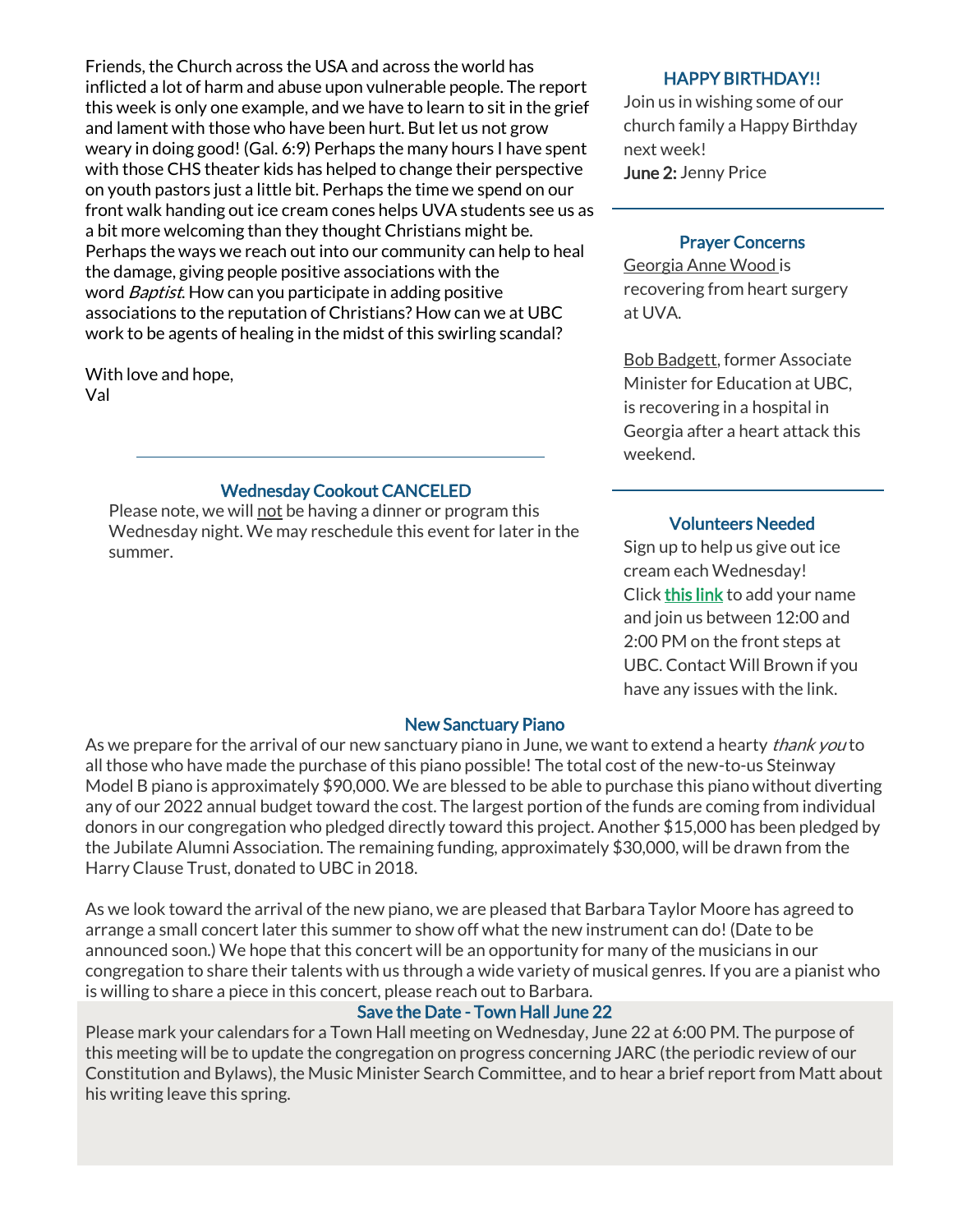Friends, the Church across the USA and across the world has inflicted a lot of harm and abuse upon vulnerable people. The report this week is only one example, and we have to learn to sit in the grief and lament with those who have been hurt. But let us not grow weary in doing good! (Gal. 6:9) Perhaps the many hours I have spent with those CHS theater kids has helped to change their perspective on youth pastors just a little bit. Perhaps the time we spend on our front walk handing out ice cream cones helps UVA students see us as a bit more welcoming than they thought Christians might be. Perhaps the ways we reach out into our community can help to heal the damage, giving people positive associations with the word *Baptist*. How can you participate in adding positive associations to the reputation of Christians? How can we at UBC work to be agents of healing in the midst of this swirling scandal?

With love and hope,
Val

---

### Wednesday Cookout CANCELED

Please note, we will not be having a dinner or program this Wednesday night. We may reschedule this event for later in the summer.

### HAPPY BIRTHDAY!!

Join us in wishing some of our church family a Happy Birthday next week!

**June 2:** Jenny Price

---

### Prayer Concerns

Georgia Anne Wood is recovering from heart surgery at UVA.

Bob Badgett, former Associate Minister for Education at UBC, is recovering in a hospital in Georgia after a heart attack this weekend.

---

### Volunteers Needed

Sign up to help us give out ice cream each Wednesday! Click **this link** to add your name and join us between 12:00 and 2:00 PM on the front steps at UBC. Contact Will Brown if you have any issues with the link.

### New Sanctuary Piano

As we prepare for the arrival of our new sanctuary piano in June, we want to extend a hearty *thank you* to all those who have made the purchase of this piano possible! The total cost of the new-to-us Steinway Model B piano is approximately $90,000. We are blessed to be able to purchase this piano without diverting any of our 2022 annual budget toward the cost. The largest portion of the funds are coming from individual donors in our congregation who pledged directly toward this project. Another $15,000 has been pledged by the Jubilate Alumni Association. The remaining funding, approximately $30,000, will be drawn from the Harry Clause Trust, donated to UBC in 2018.

As we look toward the arrival of the new piano, we are pleased that Barbara Taylor Moore has agreed to arrange a small concert later this summer to show off what the new instrument can do! (Date to be announced soon.) We hope that this concert will be an opportunity for many of the musicians in our congregation to share their talents with us through a wide variety of musical genres. If you are a pianist who is willing to share a piece in this concert, please reach out to Barbara.

### Save the Date - Town Hall June 22

Please mark your calendars for a Town Hall meeting on Wednesday, June 22 at 6:00 PM. The purpose of this meeting will be to update the congregation on progress concerning JARC (the periodic review of our Constitution and Bylaws), the Music Minister Search Committee, and to hear a brief report from Matt about his writing leave this spring.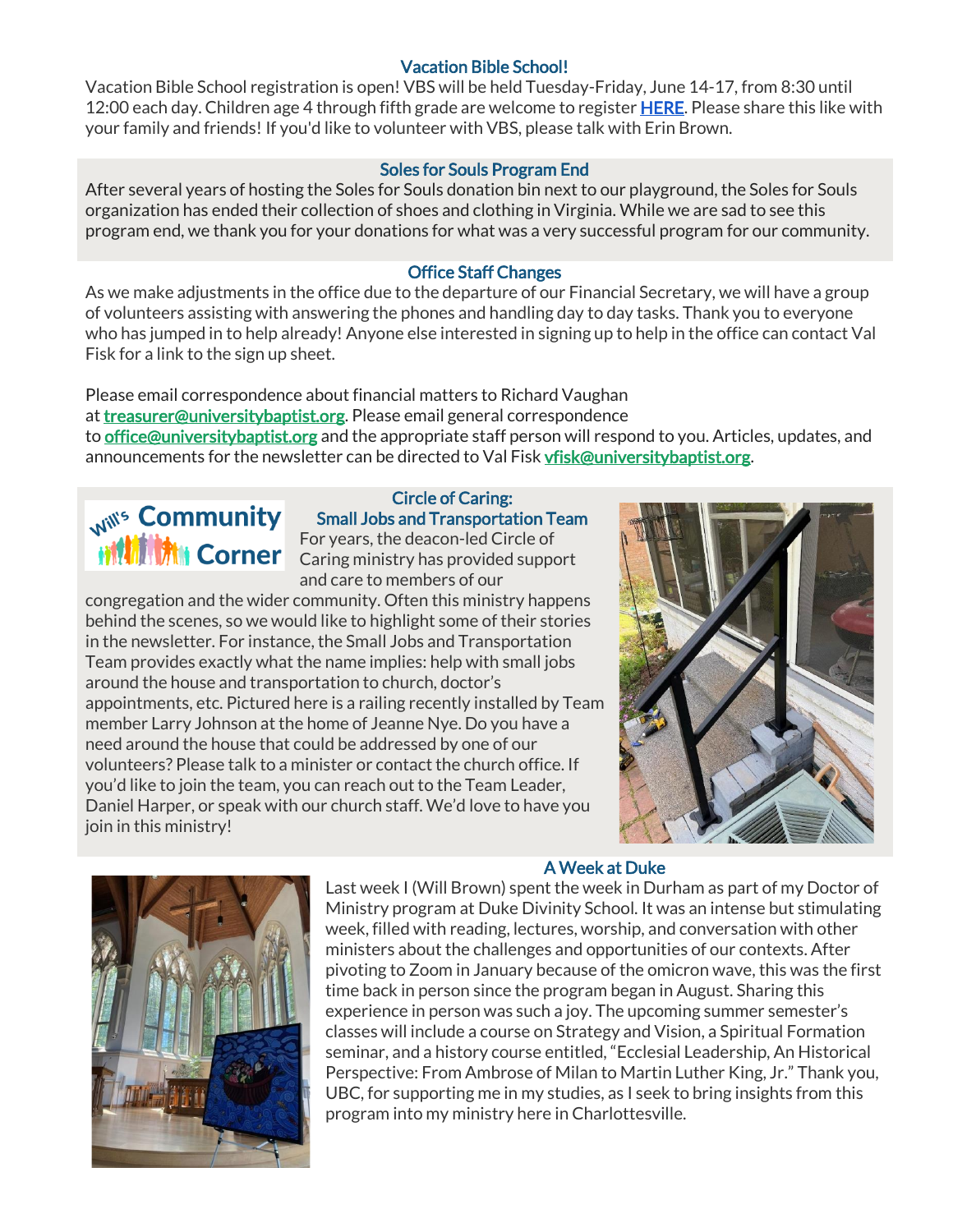### Vacation Bible School!

Vacation Bible School registration is open! VBS will be held Tuesday-Friday, June 14-17, from 8:30 until 12:00 each day. Children age 4 through fifth grade are welcome to register HERE. Please share this like with your family and friends! If you'd like to volunteer with VBS, please talk with Erin Brown.

### Soles for Souls Program End

After several years of hosting the Soles for Souls donation bin next to our playground, the Soles for Souls organization has ended their collection of shoes and clothing in Virginia. While we are sad to see this program end, we thank you for your donations for what was a very successful program for our community.

### Office Staff Changes

As we make adjustments in the office due to the departure of our Financial Secretary, we will have a group of volunteers assisting with answering the phones and handling day to day tasks. Thank you to everyone who has jumped in to help already! Anyone else interested in signing up to help in the office can contact Val Fisk for a link to the sign up sheet.

Please email correspondence about financial matters to Richard Vaughan at treasurer@universitybaptist.org. Please email general correspondence to office@universitybaptist.org and the appropriate staff person will respond to you. Articles, updates, and announcements for the newsletter can be directed to Val Fisk vfisk@universitybaptist.org.

Will's Community Corner

### Circle of Caring: Small Jobs and Transportation Team

For years, the deacon-led Circle of Caring ministry has provided support and care to members of our congregation and the wider community. Often this ministry happens behind the scenes, so we would like to highlight some of their stories in the newsletter. For instance, the Small Jobs and Transportation Team provides exactly what the name implies: help with small jobs around the house and transportation to church, doctor's appointments, etc. Pictured here is a railing recently installed by Team member Larry Johnson at the home of Jeanne Nye. Do you have a need around the house that could be addressed by one of our volunteers? Please talk to a minister or contact the church office. If you'd like to join the team, you can reach out to the Team Leader, Daniel Harper, or speak with our church staff. We'd love to have you join in this ministry!

### A Week at Duke

Last week I (Will Brown) spent the week in Durham as part of my Doctor of Ministry program at Duke Divinity School. It was an intense but stimulating week, filled with reading, lectures, worship, and conversation with other ministers about the challenges and opportunities of our contexts. After pivoting to Zoom in January because of the omicron wave, this was the first time back in person since the program began in August. Sharing this experience in person was such a joy. The upcoming summer semester's classes will include a course on Strategy and Vision, a Spiritual Formation seminar, and a history course entitled, "Ecclesial Leadership, An Historical Perspective: From Ambrose of Milan to Martin Luther King, Jr." Thank you, UBC, for supporting me in my studies, as I seek to bring insights from this program into my ministry here in Charlottesville.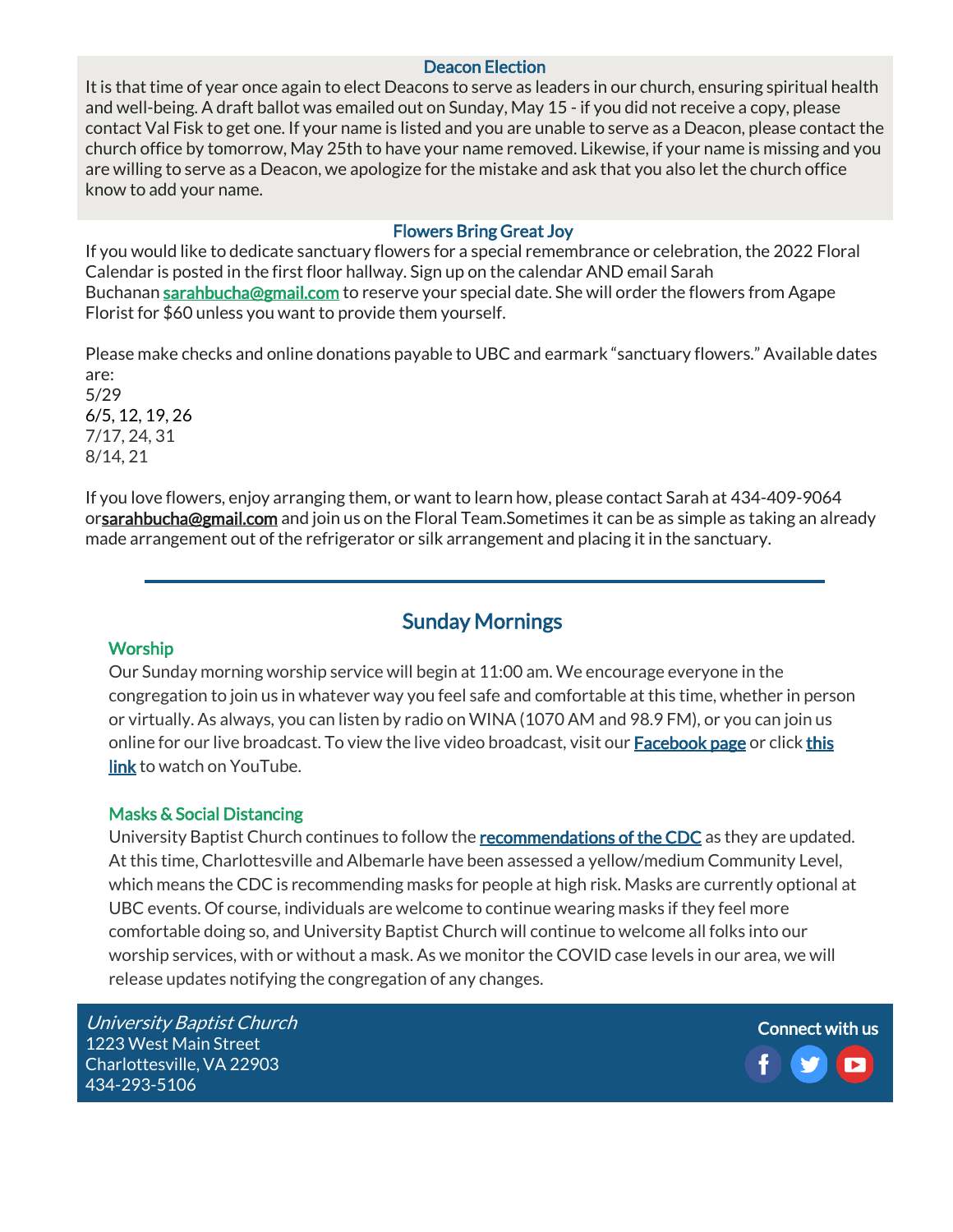## Deacon Election

It is that time of year once again to elect Deacons to serve as leaders in our church, ensuring spiritual health and well-being. A draft ballot was emailed out on Sunday, May 15 - if you did not receive a copy, please contact Val Fisk to get one. If your name is listed and you are unable to serve as a Deacon, please contact the church office by tomorrow, May 25th to have your name removed. Likewise, if your name is missing and you are willing to serve as a Deacon, we apologize for the mistake and ask that you also let the church office know to add your name.

## Flowers Bring Great Joy

If you would like to dedicate sanctuary flowers for a special remembrance or celebration, the 2022 Floral Calendar is posted in the first floor hallway. Sign up on the calendar AND email Sarah Buchanan [sarahbucha@gmail.com](mailto:sarahbucha@gmail.com) to reserve your special date. She will order the flowers from Agape Florist for $60 unless you want to provide them yourself.

Please make checks and online donations payable to UBC and earmark "sanctuary flowers." Available dates are:
5/29
6/5, 12, 19, 26
7/17, 24, 31
8/14, 21

If you love flowers, enjoy arranging them, or want to learn how, please contact Sarah at 434-409-9064 or[sarahbucha@gmail.com](mailto:sarahbucha@gmail.com) and join us on the Floral Team.Sometimes it can be as simple as taking an already made arrangement out of the refrigerator or silk arrangement and placing it in the sanctuary.

---

# Sunday Mornings

### Worship

Our Sunday morning worship service will begin at 11:00 am. We encourage everyone in the congregation to join us in whatever way you feel safe and comfortable at this time, whether in person or virtually. As always, you can listen by radio on WINA (1070 AM and 98.9 FM), or you can join us online for our live broadcast. To view the live video broadcast, visit our **Facebook page** or click **this link** to watch on YouTube.

### Masks & Social Distancing

University Baptist Church continues to follow the **recommendations of the CDC** as they are updated. At this time, Charlottesville and Albemarle have been assessed a yellow/medium Community Level, which means the CDC is recommending masks for people at high risk. Masks are currently optional at UBC events. Of course, individuals are welcome to continue wearing masks if they feel more comfortable doing so, and University Baptist Church will continue to welcome all folks into our worship services, with or without a mask. As we monitor the COVID case levels in our area, we will release updates notifying the congregation of any changes.

*University Baptist Church*
1223 West Main Street
Charlottesville, VA 22903
434-293-5106

**Connect with us**